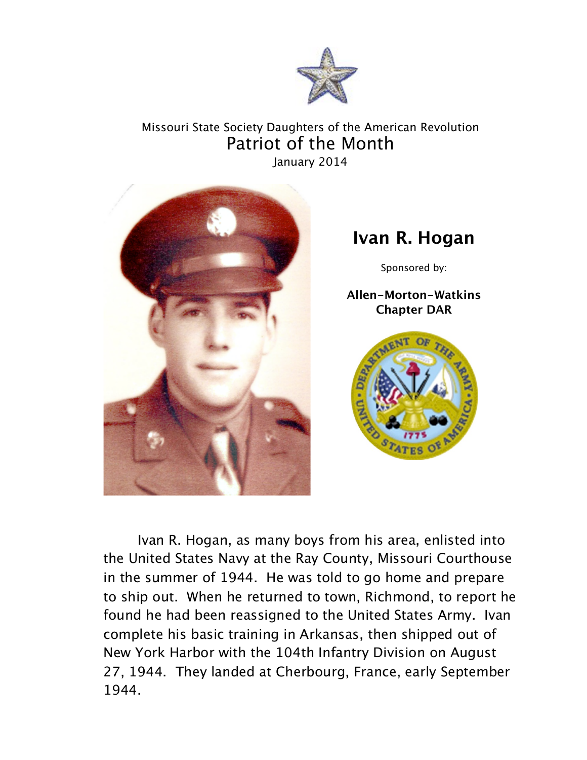Missouri State Society Daughters of the American Revolution

# Patriot of the Month

January 2014

## Ivan R. Hogan

Sponsored by:

**Allen-Morton-Watkins Chapter DAR**

Ivan R. Hogan, as many boys from his area, enlisted into the United States Navy at the Ray County, Missouri Courthouse in the summer of 1944. He was told to go home and prepare to ship out. When he returned to town, Richmond, to report he found he had been reassigned to the United States Army. Ivan complete his basic training in Arkansas, then shipped out of New York Harbor with the 104th Infantry Division on August 27, 1944. They landed at Cherbourg, France, early September 1944.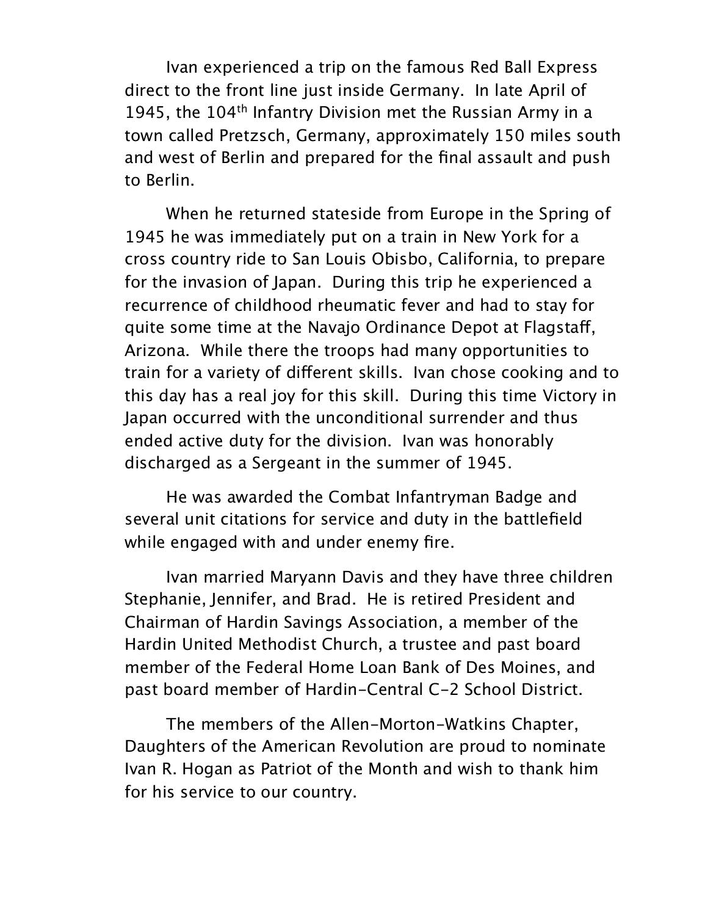Ivan experienced a trip on the famous Red Ball Express direct to the front line just inside Germany. In late April of 1945, the 104th Infantry Division met the Russian Army in a town called Pretzsch, Germany, approximately 150 miles south and west of Berlin and prepared for the final assault and push to Berlin.

When he returned stateside from Europe in the Spring of 1945 he was immediately put on a train in New York for a cross country ride to San Louis Obisbo, California, to prepare for the invasion of Japan. During this trip he experienced a recurrence of childhood rheumatic fever and had to stay for quite some time at the Navajo Ordinance Depot at Flagstaff, Arizona. While there the troops had many opportunities to train for a variety of different skills. Ivan chose cooking and to this day has a real joy for this skill. During this time Victory in Japan occurred with the unconditional surrender and thus ended active duty for the division. Ivan was honorably discharged as a Sergeant in the summer of 1945.

He was awarded the Combat Infantryman Badge and several unit citations for service and duty in the battlefield while engaged with and under enemy fire.

Ivan married Maryann Davis and they have three children Stephanie, Jennifer, and Brad. He is retired President and Chairman of Hardin Savings Association, a member of the Hardin United Methodist Church, a trustee and past board member of the Federal Home Loan Bank of Des Moines, and past board member of Hardin-Central C-2 School District.

The members of the Allen-Morton-Watkins Chapter, Daughters of the American Revolution are proud to nominate Ivan R. Hogan as Patriot of the Month and wish to thank him for his service to our country.